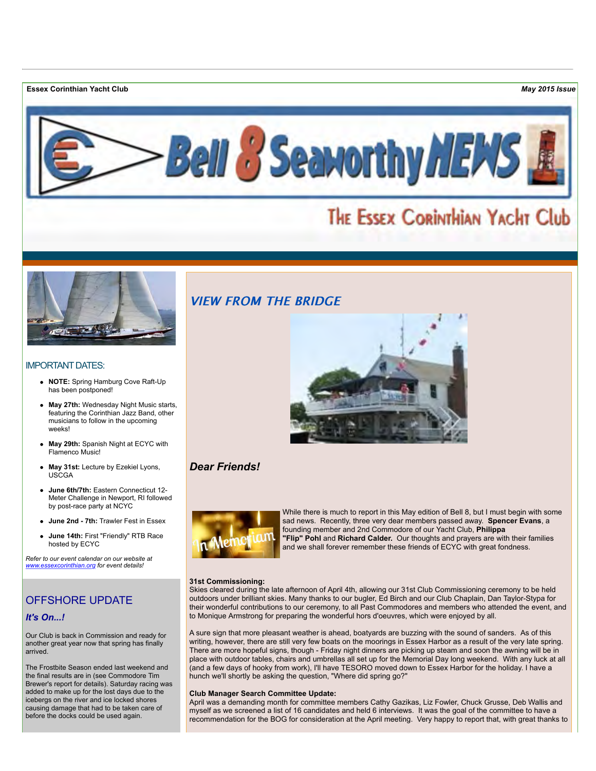**Essex Corinthian Yacht Club** *May 2015 Issue*

# Bell 8 Seaworthy NEWS

## The Essex Corinthian Yacht Club

### IMPORTANT DATES:

- **NOTE:** Spring Hamburg Cove Raft-Up has been postponed!
- **May 27th:** Wednesday Night Music starts, featuring the Corinthian Jazz Band, other musicians to follow in the upcoming weeks!
- **May 29th:** Spanish Night at ECYC with Flamenco Music!
- **May 31st:** Lecture by Ezekiel Lyons, USCGA
- **June 6th/7th:** Eastern Connecticut 12-Meter Challenge in Newport, RI followed by post-race party at NCYC
- **June 2nd - 7th:** Trawler Fest in Essex
- **June 14th:** First "Friendly" RTB Race hosted by ECYC

*Refer to our event calendar on our website at www.essexcorinthian.org for event details!*

## OFFSHORE UPDATE

### *It's On...!*

Our Club is back in Commission and ready for another great year now that spring has finally arrived.

The Frostbite Season ended last weekend and the final results are in (see Commodore Tim Brewer's report for details). Saturday racing was added to make up for the lost days due to the icebergs on the river and ice locked shores causing damage that had to be taken care of before the docks could be used again.

## *VIEW FROM THE BRIDGE*

### *Dear Friends!*

While there is much to report in this May edition of Bell 8, but I must begin with some sad news. Recently, three very dear members passed away. **Spencer Evans**, a founding member and 2nd Commodore of our Yacht Club, **Philippa "Flip" Pohl** and **Richard Calder.** Our thoughts and prayers are with their families and we shall forever remember these friends of ECYC with great fondness.

**31st Commissioning:**
Skies cleared during the late afternoon of April 4th, allowing our 31st Club Commissioning ceremony to be held outdoors under brilliant skies. Many thanks to our bugler, Ed Birch and our Club Chaplain, Dan Taylor-Stypa for their wonderful contributions to our ceremony, to all Past Commodores and members who attended the event, and to Monique Armstrong for preparing the wonderful hors d'oeuvres, which were enjoyed by all.

A sure sign that more pleasant weather is ahead, boatyards are buzzing with the sound of sanders. As of this writing, however, there are still very few boats on the moorings in Essex Harbor as a result of the very late spring. There are more hopeful signs, though - Friday night dinners are picking up steam and soon the awning will be in place with outdoor tables, chairs and umbrellas all set up for the Memorial Day long weekend. With any luck at all (and a few days of hooky from work), I'll have TESORO moved down to Essex Harbor for the holiday. I have a hunch we'll shortly be asking the question, "Where did spring go?"

**Club Manager Search Committee Update:**
April was a demanding month for committee members Cathy Gazikas, Liz Fowler, Chuck Grusse, Deb Wallis and myself as we screened a list of 16 candidates and held 6 interviews. It was the goal of the committee to have a recommendation for the BOG for consideration at the April meeting. Very happy to report that, with great thanks to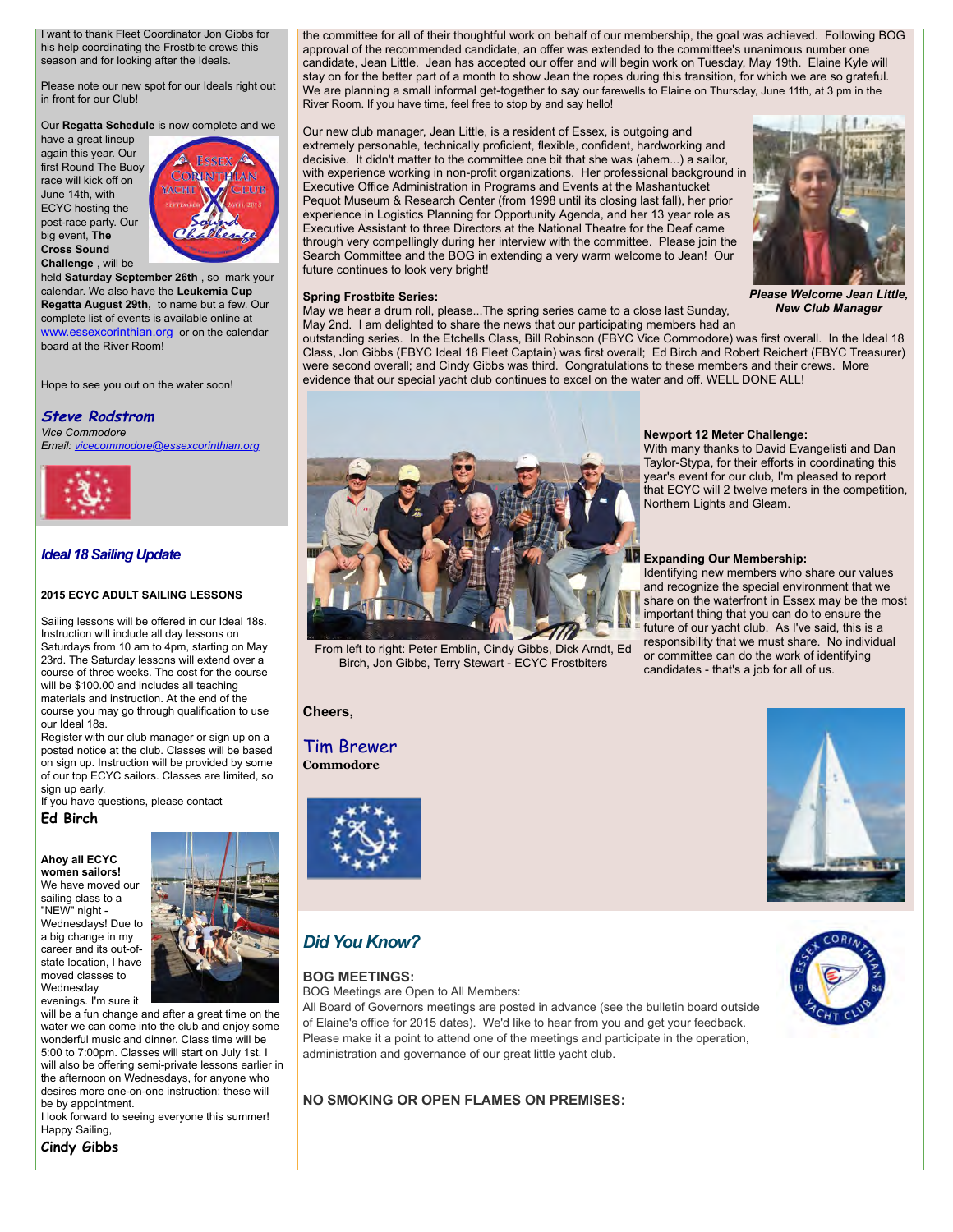I want to thank Fleet Coordinator Jon Gibbs for his help coordinating the Frostbite crews this season and for looking after the Ideals.

Please note our new spot for our Ideals right out in front for our Club!

Our **Regatta Schedule** is now complete and we have a great lineup again this year. Our first Round The Buoy race will kick off on June 14th, with ECYC hosting the post-race party. Our big event, **The Cross Sound Challenge** , will be held **Saturday September 26th** , so mark your calendar. We also have the **Leukemia Cup Regatta August 29th,** to name but a few. Our complete list of events is available online at www.essexcorinthian.org or on the calendar board at the River Room!

Hope to see you out on the water soon!

***Steve Rodstrom***
*Vice Commodore*
*Email: vicecommodore@essexcorinthian.org*

## *Ideal 18 Sailing Update*

**2015 ECYC ADULT SAILING LESSONS**

Sailing lessons will be offered in our Ideal 18s. Instruction will include all day lessons on Saturdays from 10 am to 4pm, starting on May 23rd. The Saturday lessons will extend over a course of three weeks. The cost for the course will be $100.00 and includes all teaching materials and instruction. At the end of the course you may go through qualification to use our Ideal 18s.
Register with our club manager or sign up on a posted notice at the club. Classes will be based on sign up. Instruction will be provided by some of our top ECYC sailors. Classes are limited, so sign up early.
If you have questions, please contact

**Ed Birch**

**Ahoy all ECYC women sailors!**
We have moved our sailing class to a "NEW" night - Wednesdays! Due to a big change in my career and its out-of-state location, I have moved classes to Wednesday evenings. I'm sure it will be a fun change and after a great time on the water we can come into the club and enjoy some wonderful music and dinner. Class time will be 5:00 to 7:00pm. Classes will start on July 1st. I will also be offering semi-private lessons earlier in the afternoon on Wednesdays, for anyone who desires more one-on-one instruction; these will be by appointment.
I look forward to seeing everyone this summer!
Happy Sailing,

**Cindy Gibbs**

the committee for all of their thoughtful work on behalf of our membership, the goal was achieved. Following BOG approval of the recommended candidate, an offer was extended to the committee's unanimous number one candidate, Jean Little. Jean has accepted our offer and will begin work on Tuesday, May 19th. Elaine Kyle will stay on for the better part of a month to show Jean the ropes during this transition, for which we are so grateful. We are planning a small informal get-together to say our farewells to Elaine on Thursday, June 11th, at 3 pm in the River Room. If you have time, feel free to stop by and say hello!

Our new club manager, Jean Little, is a resident of Essex, is outgoing and extremely personable, technically proficient, flexible, confident, hardworking and decisive. It didn't matter to the committee one bit that she was (ahem...) a sailor, with experience working in non-profit organizations. Her professional background in Executive Office Administration in Programs and Events at the Mashantucket Pequot Museum & Research Center (from 1998 until its closing last fall), her prior experience in Logistics Planning for Opportunity Agenda, and her 13 year role as Executive Assistant to three Directors at the National Theatre for the Deaf came through very compellingly during her interview with the committee. Please join the Search Committee and the BOG in extending a very warm welcome to Jean! Our future continues to look very bright!

***Please Welcome Jean Little, New Club Manager***

**Spring Frostbite Series:**
May we hear a drum roll, please...The spring series came to a close last Sunday, May 2nd. I am delighted to share the news that our participating members had an outstanding series. In the Etchells Class, Bill Robinson (FBYC Vice Commodore) was first overall. In the Ideal 18 Class, Jon Gibbs (FBYC Ideal 18 Fleet Captain) was first overall; Ed Birch and Robert Reichert (FBYC Treasurer) were second overall; and Cindy Gibbs was third. Congratulations to these members and their crews. More evidence that our special yacht club continues to excel on the water and off. WELL DONE ALL!

From left to right: Peter Emblin, Cindy Gibbs, Dick Arndt, Ed Birch, Jon Gibbs, Terry Stewart - ECYC Frostbiters

**Newport 12 Meter Challenge:**
With many thanks to David Evangelisti and Dan Taylor-Stypa, for their efforts in coordinating this year's event for our club, I'm pleased to report that ECYC will 2 twelve meters in the competition, Northern Lights and Gleam.

**Expanding Our Membership:**
Identifying new members who share our values and recognize the special environment that we share on the waterfront in Essex may be the most important thing that you can do to ensure the future of our yacht club. As I've said, this is a responsibility that we must share. No individual or committee can do the work of identifying candidates - that's a job for all of us.

**Cheers,**

**Tim Brewer**
**Commodore**

## *Did You Know?*

**BOG MEETINGS:**
BOG Meetings are Open to All Members:
All Board of Governors meetings are posted in advance (see the bulletin board outside of Elaine's office for 2015 dates). We'd like to hear from you and get your feedback. Please make it a point to attend one of the meetings and participate in the operation, administration and governance of our great little yacht club.

**NO SMOKING OR OPEN FLAMES ON PREMISES:**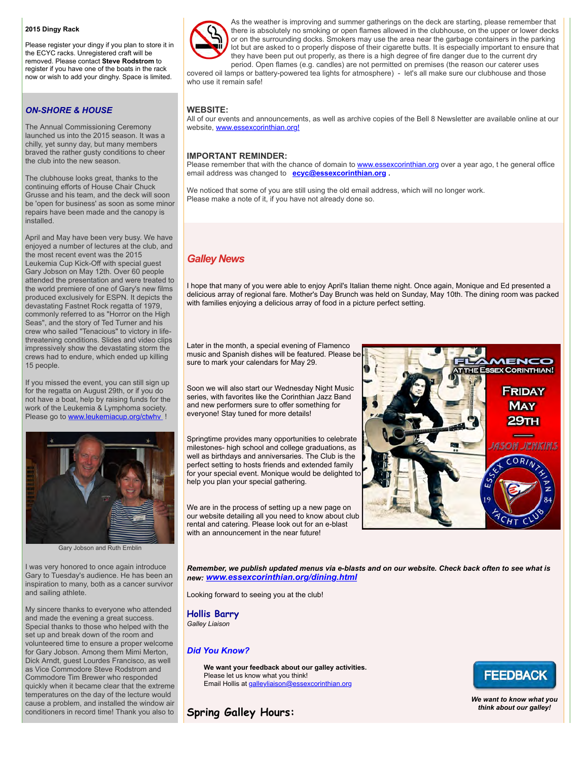**2015 Dingy Rack**

Please register your dingy if you plan to store it in the ECYC racks. Unregistered craft will be removed. Please contact **Steve Rodstrom** to register if you have one of the boats in the rack now or wish to add your dinghy. Space is limited.

### *ON-SHORE & HOUSE*

The Annual Commissioning Ceremony launched us into the 2015 season. It was a chilly, yet sunny day, but many members braved the rather gusty conditions to cheer the club into the new season.

The clubhouse looks great, thanks to the continuing efforts of House Chair Chuck Grusse and his team, and the deck will soon be 'open for business' as soon as some minor repairs have been made and the canopy is installed.

April and May have been very busy. We have enjoyed a number of lectures at the club, and the most recent event was the 2015 Leukemia Cup Kick-Off with special guest Gary Jobson on May 12th. Over 60 people attended the presentation and were treated to the world premiere of one of Gary's new films produced exclusively for ESPN. It depicts the devastating Fastnet Rock regatta of 1979, commonly referred to as "Horror on the High Seas", and the story of Ted Turner and his crew who sailed "Tenacious" to victory in life-threatening conditions. Slides and video clips impressively show the devastating storm the crews had to endure, which ended up killing 15 people.

If you missed the event, you can still sign up for the regatta on August 29th, or if you do not have a boat, help by raising funds for the work of the Leukemia & Lymphoma society. Please go to www.leukemiacup.org/ctwhv !

Gary Jobson and Ruth Emblin

I was very honored to once again introduce Gary to Tuesday's audience. He has been an inspiration to many, both as a cancer survivor and sailing athlete.

My sincere thanks to everyone who attended and made the evening a great success. Special thanks to those who helped with the set up and break down of the room and volunteered time to ensure a proper welcome for Gary Jobson. Among them Mimi Merton, Dick Arndt, guest Lourdes Francisco, as well as Vice Commodore Steve Rodstrom and Commodore Tim Brewer who responded quickly when it became clear that the extreme temperatures on the day of the lecture would cause a problem, and installed the window air conditioners in record time! Thank you also to

As the weather is improving and summer gatherings on the deck are starting, please remember that there is absolutely no smoking or open flames allowed in the clubhouse, on the upper or lower decks or on the surrounding docks. Smokers may use the area near the garbage containers in the parking lot but are asked to o properly dispose of their cigarette butts. It is especially important to ensure that they have been put out properly, as there is a high degree of fire danger due to the current dry period. Open flames (e.g. candles) are not permitted on premises (the reason our caterer uses covered oil lamps or battery-powered tea lights for atmosphere) - let's all make sure our clubhouse and those who use it remain safe!

**WEBSITE:**
All of our events and announcements, as well as archive copies of the Bell 8 Newsletter are available online at our website, www.essexcorinthian.org!

**IMPORTANT REMINDER:**
Please remember that with the chance of domain to www.essexcorinthian.org over a year ago, t he general office email address was changed to **ecyc@essexcorinthian.org .**

We noticed that some of you are still using the old email address, which will no longer work. Please make a note of it, if you have not already done so.

## *Galley News*

I hope that many of you were able to enjoy April's Italian theme night. Once again, Monique and Ed presented a delicious array of regional fare. Mother's Day Brunch was held on Sunday, May 10th. The dining room was packed with families enjoying a delicious array of food in a picture perfect setting.

Later in the month, a special evening of Flamenco music and Spanish dishes will be featured. Please be sure to mark your calendars for May 29.

Soon we will also start our Wednesday Night Music series, with favorites like the Corinthian Jazz Band and new performers sure to offer something for everyone! Stay tuned for more details!

Springtime provides many opportunities to celebrate milestones- high school and college graduations, as well as birthdays and anniversaries. The Club is the perfect setting to hosts friends and extended family for your special event. Monique would be delighted to help you plan your special gathering.

We are in the process of setting up a new page on our website detailing all you need to know about club rental and catering. Please look out for an e-blast with an announcement in the near future!

***Remember, we publish updated menus via e-blasts and on our website. Check back often to see what is new: www.essexcorinthian.org/dining.html***

Looking forward to seeing you at the club!

**Hollis Barry**
*Galley Liaison*

### *Did You Know?*

**We want your feedback about our galley activities.**
Please let us know what you think!
Email Hollis at galleyliaison@essexcorinthian.org

***We want to know what you think about our galley!***

## Spring Galley Hours: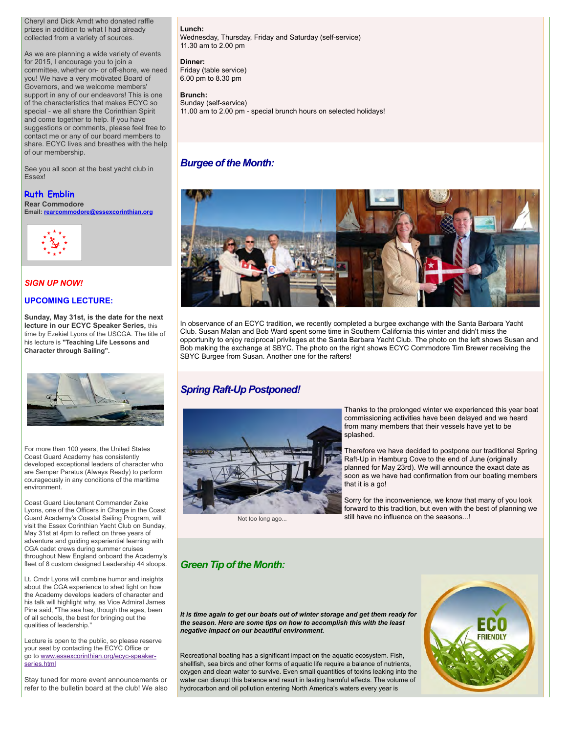Cheryl and Dick Arndt who donated raffle prizes in addition to what I had already collected from a variety of sources.

As we are planning a wide variety of events for 2015, I encourage you to join a committee, whether on- or off-shore, we need you! We have a very motivated Board of Governors, and we welcome members' support in any of our endeavors! This is one of the characteristics that makes ECYC so special - we all share the Corinthian Spirit and come together to help. If you have suggestions or comments, please feel free to contact me or any of our board members to share. ECYC lives and breathes with the help of our membership.

See you all soon at the best yacht club in Essex!

**Ruth Emblin**
**Rear Commodore**
**Email: rearcommodore@essexcorinthian.org**

***SIGN UP NOW!***

### UPCOMING LECTURE:

**Sunday, May 31st, is the date for the next lecture in our ECYC Speaker Series,** this time by Ezekiel Lyons of the USCGA. The title of his lecture is **"Teaching Life Lessons and Character through Sailing".**

For more than 100 years, the United States Coast Guard Academy has consistently developed exceptional leaders of character who are Semper Paratus (Always Ready) to perform courageously in any conditions of the maritime environment.

Coast Guard Lieutenant Commander Zeke Lyons, one of the Officers in Charge in the Coast Guard Academy's Coastal Sailing Program, will visit the Essex Corinthian Yacht Club on Sunday, May 31st at 4pm to reflect on three years of adventure and guiding experiential learning with CGA cadet crews during summer cruises throughout New England onboard the Academy's fleet of 8 custom designed Leadership 44 sloops.

Lt. Cmdr Lyons will combine humor and insights about the CGA experience to shed light on how the Academy develops leaders of character and his talk will highlight why, as Vice Admiral James Pine said, "The sea has, though the ages, been of all schools, the best for bringing out the qualities of leadership."

Lecture is open to the public, so please reserve your seat by contacting the ECYC Office or go to www.essexcorinthian.org/ecyc-speaker-series.html

Stay tuned for more event announcements or refer to the bulletin board at the club! We also

**Lunch:**
Wednesday, Thursday, Friday and Saturday (self-service)
11.30 am to 2.00 pm

**Dinner:**
Friday (table service)
6.00 pm to 8.30 pm

**Brunch:**
Sunday (self-service)
11.00 am to 2.00 pm - special brunch hours on selected holidays!

## *Burgee of the Month:*

In observance of an ECYC tradition, we recently completed a burgee exchange with the Santa Barbara Yacht Club. Susan Malan and Bob Ward spent some time in Southern California this winter and didn't miss the opportunity to enjoy reciprocal privileges at the Santa Barbara Yacht Club. The photo on the left shows Susan and Bob making the exchange at SBYC. The photo on the right shows ECYC Commodore Tim Brewer receiving the SBYC Burgee from Susan. Another one for the rafters!

## *Spring Raft-Up Postponed!*

Not too long ago...

Thanks to the prolonged winter we experienced this year boat commissioning activities have been delayed and we heard from many members that their vessels have yet to be splashed.

Therefore we have decided to postpone our traditional Spring Raft-Up in Hamburg Cove to the end of June (originally planned for May 23rd). We will announce the exact date as soon as we have had confirmation from our boating members that it is a go!

Sorry for the inconvenience, we know that many of you look forward to this tradition, but even with the best of planning we still have no influence on the seasons...!

## *Green Tip of the Month:*

***It is time again to get our boats out of winter storage and get them ready for the season. Here are some tips on how to accomplish this with the least negative impact on our beautiful environment.***

Recreational boating has a significant impact on the aquatic ecosystem. Fish, shellfish, sea birds and other forms of aquatic life require a balance of nutrients, oxygen and clean water to survive. Even small quantities of toxins leaking into the water can disrupt this balance and result in lasting harmful effects. The volume of hydrocarbon and oil pollution entering North America's waters every year is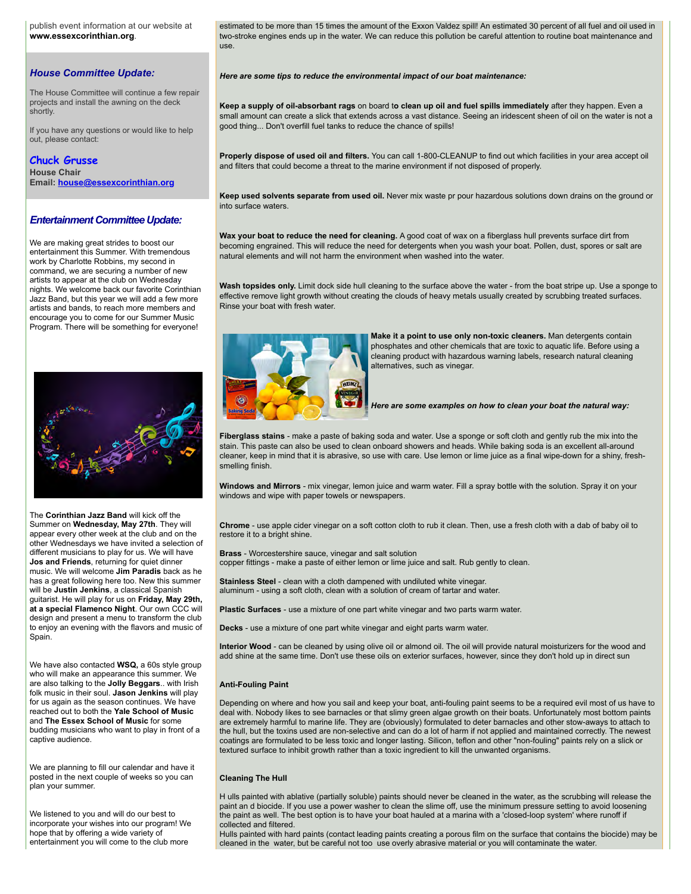publish event information at our website at **www.essexcorinthian.org**.

### *House Committee Update:*

The House Committee will continue a few repair projects and install the awning on the deck shortly.

If you have any questions or would like to help out, please contact:

**Chuck Grusse**
**House Chair**
**Email: house@essexcorinthian.org**

### *Entertainment Committee Update:*

We are making great strides to boost our entertainment this Summer. With tremendous work by Charlotte Robbins, my second in command, we are securing a number of new artists to appear at the club on Wednesday nights. We welcome back our favorite Corinthian Jazz Band, but this year we will add a few more artists and bands, to reach more members and encourage you to come for our Summer Music Program. There will be something for everyone!

The **Corinthian Jazz Band** will kick off the Summer on **Wednesday, May 27th**. They will appear every other week at the club and on the other Wednesdays we have invited a selection of different musicians to play for us. We will have **Jos and Friends**, returning for quiet dinner music. We will welcome **Jim Paradis** back as he has a great following here too. New this summer will be **Justin Jenkins**, a classical Spanish guitarist. He will play for us on **Friday, May 29th, at a special Flamenco Night**. Our own CCC will design and present a menu to transform the club to enjoy an evening with the flavors and music of Spain.

We have also contacted **WSQ,** a 60s style group who will make an appearance this summer. We are also talking to the **Jolly Beggars**.. with Irish folk music in their soul. **Jason Jenkins** will play for us again as the season continues. We have reached out to both the **Yale School of Music** and **The Essex School of Music** for some budding musicians who want to play in front of a captive audience.

We are planning to fill our calendar and have it posted in the next couple of weeks so you can plan your summer.

We listened to you and will do our best to incorporate your wishes into our program! We hope that by offering a wide variety of entertainment you will come to the club more

estimated to be more than 15 times the amount of the Exxon Valdez spill! An estimated 30 percent of all fuel and oil used in two-stroke engines ends up in the water. We can reduce this pollution be careful attention to routine boat maintenance and use.

***Here are some tips to reduce the environmental impact of our boat maintenance:***

**Keep a supply of oil-absorbant rags** on board t**o clean up oil and fuel spills immediately** after they happen. Even a small amount can create a slick that extends across a vast distance. Seeing an iridescent sheen of oil on the water is not a good thing... Don't overfill fuel tanks to reduce the chance of spills!

**Properly dispose of used oil and filters.** You can call 1-800-CLEANUP to find out which facilities in your area accept oil and filters that could become a threat to the marine environment if not disposed of properly.

**Keep used solvents separate from used oil.** Never mix waste pr pour hazardous solutions down drains on the ground or into surface waters.

**Wax your boat to reduce the need for cleaning.** A good coat of wax on a fiberglass hull prevents surface dirt from becoming engrained. This will reduce the need for detergents when you wash your boat. Pollen, dust, spores or salt are natural elements and will not harm the environment when washed into the water.

**Wash topsides only.** Limit dock side hull cleaning to the surface above the water - from the boat stripe up. Use a sponge to effective remove light growth without creating the clouds of heavy metals usually created by scrubbing treated surfaces. Rinse your boat with fresh water.

**Make it a point to use only non-toxic cleaners.** Man detergents contain phosphates and other chemicals that are toxic to aquatic life. Before using a cleaning product with hazardous warning labels, research natural cleaning alternatives, such as vinegar.

***Here are some examples on how to clean your boat the natural way:***

**Fiberglass stains** - make a paste of baking soda and water. Use a sponge or soft cloth and gently rub the mix into the stain. This paste can also be used to clean onboard showers and heads. While baking soda is an excellent all-around cleaner, keep in mind that it is abrasive, so use with care. Use lemon or lime juice as a final wipe-down for a shiny, fresh-smelling finish.

**Windows and Mirrors** - mix vinegar, lemon juice and warm water. Fill a spray bottle with the solution. Spray it on your windows and wipe with paper towels or newspapers.

**Chrome** - use apple cider vinegar on a soft cotton cloth to rub it clean. Then, use a fresh cloth with a dab of baby oil to restore it to a bright shine.

**Brass** - Worcestershire sauce, vinegar and salt solution
copper fittings - make a paste of either lemon or lime juice and salt. Rub gently to clean.

**Stainless Steel** - clean with a cloth dampened with undiluted white vinegar.
aluminum - using a soft cloth, clean with a solution of cream of tartar and water.

**Plastic Surfaces** - use a mixture of one part white vinegar and two parts warm water.

**Decks** - use a mixture of one part white vinegar and eight parts warm water.

**Interior Wood** - can be cleaned by using olive oil or almond oil. The oil will provide natural moisturizers for the wood and add shine at the same time. Don't use these oils on exterior surfaces, however, since they don't hold up in direct sun

**Anti-Fouling Paint**

Depending on where and how you sail and keep your boat, anti-fouling paint seems to be a required evil most of us have to deal with. Nobody likes to see barnacles or that slimy green algae growth on their boats. Unfortunately most bottom paints are extremely harmful to marine life. They are (obviously) formulated to deter barnacles and other stow-aways to attach to the hull, but the toxins used are non-selective and can do a lot of harm if not applied and maintained correctly. The newest coatings are formulated to be less toxic and longer lasting. Silicon, teflon and other "non-fouling" paints rely on a slick or textured surface to inhibit growth rather than a toxic ingredient to kill the unwanted organisms.

**Cleaning The Hull**

H ulls painted with ablative (partially soluble) paints should never be cleaned in the water, as the scrubbing will release the paint an d biocide. If you use a power washer to clean the slime off, use the minimum pressure setting to avoid loosening the paint as well. The best option is to have your boat hauled at a marina with a 'closed-loop system' where runoff if collected and filtered.
Hulls painted with hard paints (contact leading paints creating a porous film on the surface that contains the biocide) may be cleaned in the  water, but be careful not too  use overly abrasive material or you will contaminate the water.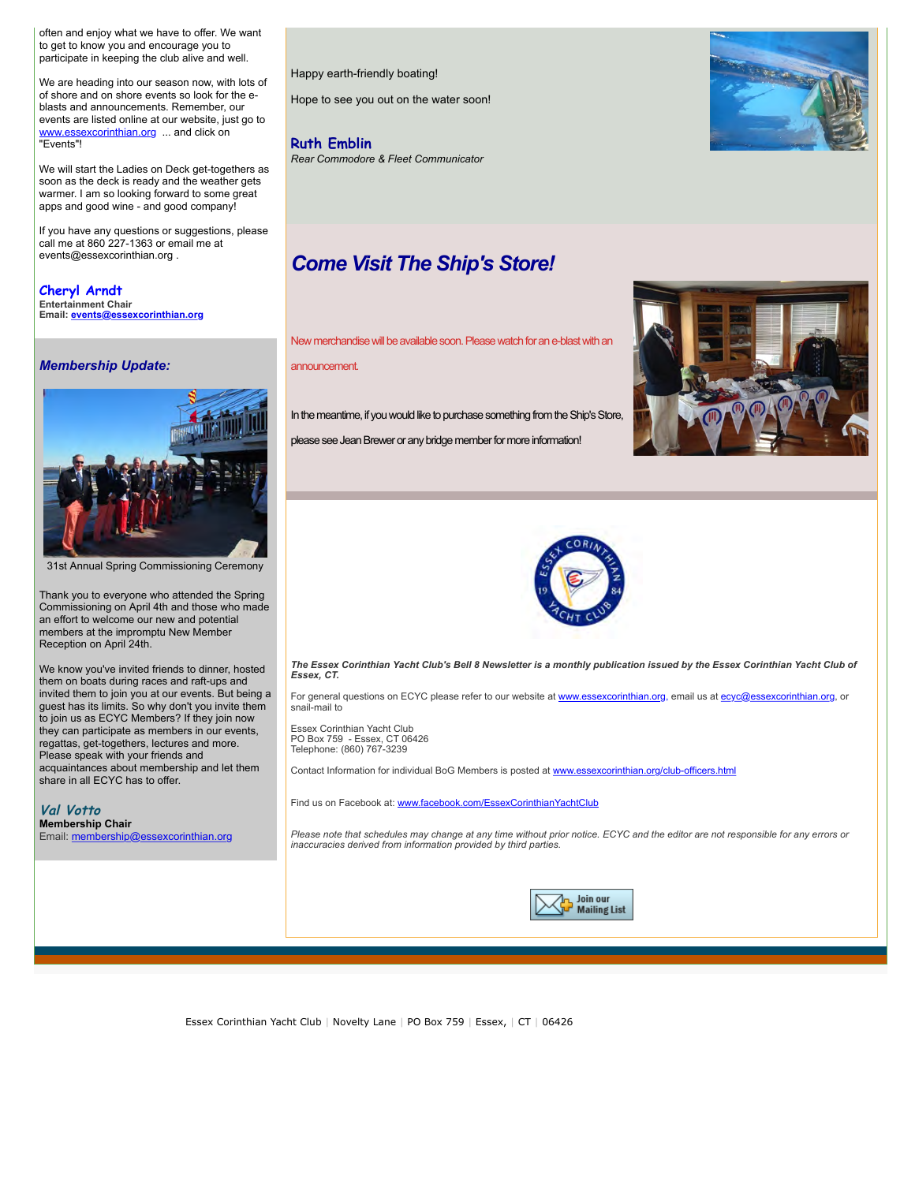often and enjoy what we have to offer. We want to get to know you and encourage you to participate in keeping the club alive and well.

We are heading into our season now, with lots of of shore and on shore events so look for the e-blasts and announcements. Remember, our events are listed online at our website, just go to www.essexcorinthian.org ... and click on "Events"!

We will start the Ladies on Deck get-togethers as soon as the deck is ready and the weather gets warmer. I am so looking forward to some great apps and good wine - and good company!

If you have any questions or suggestions, please call me at 860 227-1363 or email me at events@essexcorinthian.org .

**Cheryl Arndt**
**Entertainment Chair**
**Email: events@essexcorinthian.org**

### *Membership Update:*

31st Annual Spring Commissioning Ceremony

Thank you to everyone who attended the Spring Commissioning on April 4th and those who made an effort to welcome our new and potential members at the impromptu New Member Reception on April 24th.

We know you've invited friends to dinner, hosted them on boats during races and raft-ups and invited them to join you at our events. But being a guest has its limits. So why don't you invite them to join us as ECYC Members? If they join now they can participate as members in our events, regattas, get-togethers, lectures and more. Please speak with your friends and acquaintances about membership and let them share in all ECYC has to offer.

***Val Votto***
**Membership Chair**
Email: membership@essexcorinthian.org

Happy earth-friendly boating!

Hope to see you out on the water soon!

**Ruth Emblin**
*Rear Commodore & Fleet Communicator*

## *Come Visit The Ship's Store!*

New merchandise will be available soon. Please watch for an e-blast with an announcement.

In the meantime, if you would like to purchase something from the Ship's Store, please see Jean Brewer or any bridge member for more information!

***The Essex Corinthian Yacht Club's Bell 8 Newsletter is a monthly publication issued by the Essex Corinthian Yacht Club of Essex, CT.***

For general questions on ECYC please refer to our website at www.essexcorinthian.org, email us at ecyc@essexcorinthian.org, or snail-mail to

Essex Corinthian Yacht Club
PO Box 759 - Essex, CT 06426
Telephone: (860) 767-3239

Contact Information for individual BoG Members is posted at www.essexcorinthian.org/club-officers.html

Find us on Facebook at: www.facebook.com/EssexCorinthianYachtClub

*Please note that schedules may change at any time without prior notice. ECYC and the editor are not responsible for any errors or inaccuracies derived from information provided by third parties.*

Join our Mailing List

Essex Corinthian Yacht Club | Novelty Lane | PO Box 759 | Essex, | CT | 06426